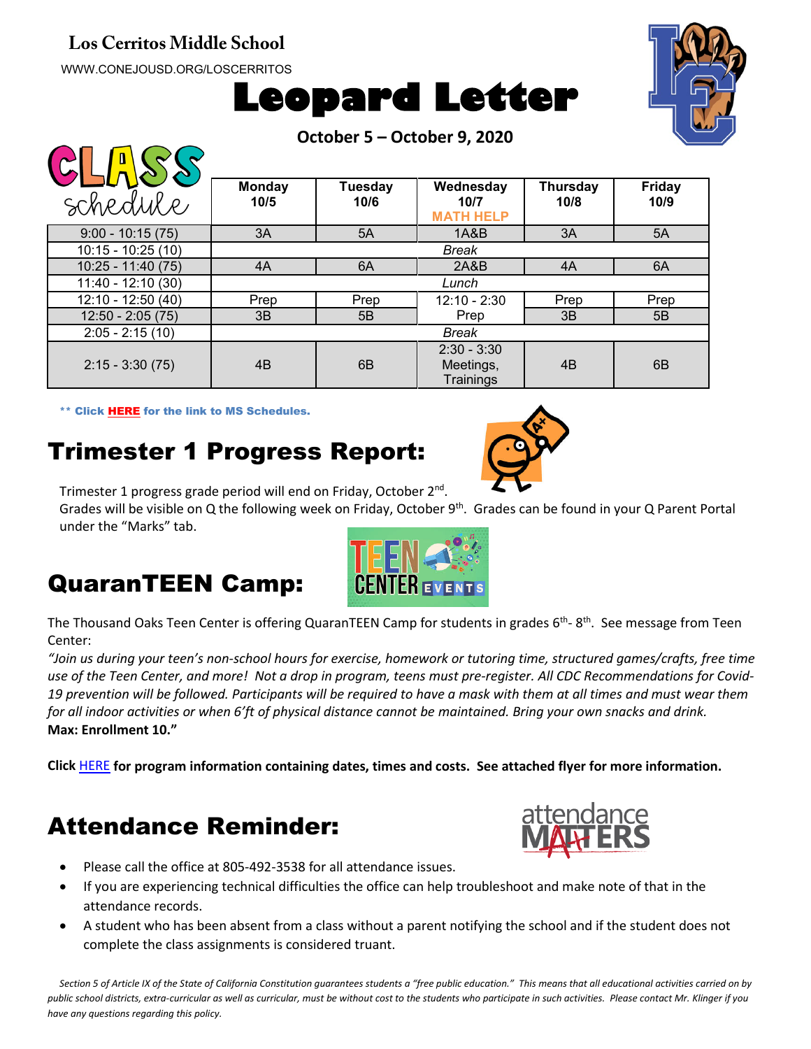**Los Cerritos Middle School**

WWW.CONEJOUSD.ORG/LOSCERRITOS

# Leopard Letter

**October 5 – October 9, 2020**

| CLASS schedule | Monday 10/5 | Tuesday 10/6 | Wednesday 10/7 MATH HELP | Thursday 10/8 | Friday 10/9 |
|---|---|---|---|---|---|
| 9:00 - 10:15 (75) | 3A | 5A | 1A&B | 3A | 5A |
| 10:15 - 10:25 (10) | *Break* | | | | |
| 10:25 - 11:40 (75) | 4A | 6A | 2A&B | 4A | 6A |
| 11:40 - 12:10 (30) | *Lunch* | | | | |
| 12:10 - 12:50 (40) | Prep | Prep | 12:10 - 2:30 Prep | Prep | Prep |
| 12:50 - 2:05 (75) | 3B | 5B | | 3B | 5B |
| 2:05 - 2:15 (10) | *Break* | | | | |
| 2:15 - 3:30 (75) | 4B | 6B | 2:30 - 3:30 Meetings, Trainings | 4B | 6B |

**\*\* Click HERE for the link to MS Schedules.**

## Trimester 1 Progress Report:

Trimester 1 progress grade period will end on Friday, October 2nd.
Grades will be visible on Q the following week on Friday, October 9th. Grades can be found in your Q Parent Portal under the "Marks" tab.

## QuaranTEEN Camp:

The Thousand Oaks Teen Center is offering QuaranTEEN Camp for students in grades 6th- 8th. See message from Teen Center:

*"Join us during your teen's non-school hours for exercise, homework or tutoring time, structured games/crafts, free time use of the Teen Center, and more! Not a drop in program, teens must pre-register. All CDC Recommendations for Covid-19 prevention will be followed. Participants will be required to have a mask with them at all times and must wear them for all indoor activities or when 6'ft of physical distance cannot be maintained. Bring your own snacks and drink.*
**Max: Enrollment 10."**

**Click HERE for program information containing dates, times and costs. See attached flyer for more information.**

## Attendance Reminder:

- Please call the office at 805-492-3538 for all attendance issues.
- If you are experiencing technical difficulties the office can help troubleshoot and make note of that in the attendance records.
- A student who has been absent from a class without a parent notifying the school and if the student does not complete the class assignments is considered truant.

*Section 5 of Article IX of the State of California Constitution guarantees students a "free public education." This means that all educational activities carried on by public school districts, extra-curricular as well as curricular, must be without cost to the students who participate in such activities. Please contact Mr. Klinger if you have any questions regarding this policy.*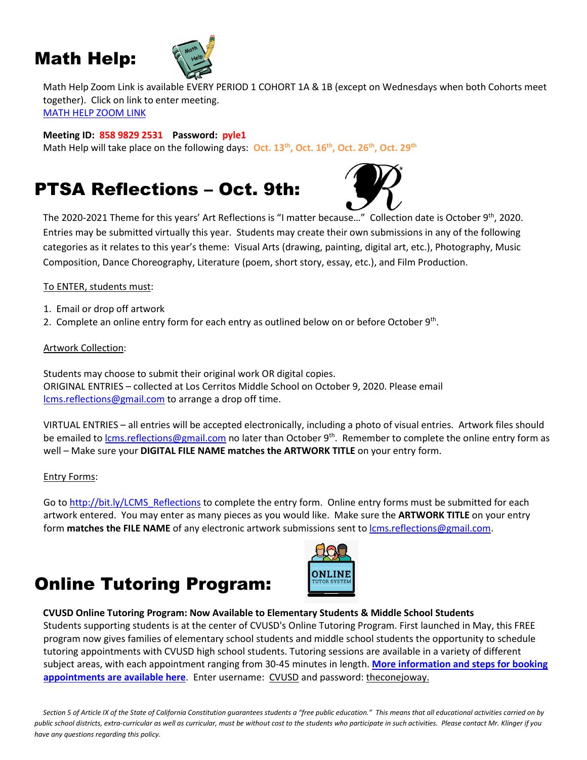# Math Help:

Math Help Zoom Link is available EVERY PERIOD 1 COHORT 1A & 1B (except on Wednesdays when both Cohorts meet together). Click on link to enter meeting.
[MATH HELP ZOOM LINK]()

**Meeting ID: 858 9829 2531  Password: pyle1**
Math Help will take place on the following days: **Oct. 13th, Oct. 16th, Oct. 26th, Oct. 29th**

# PTSA Reflections – Oct. 9th:

The 2020-2021 Theme for this years' Art Reflections is "I matter because…" Collection date is October 9th, 2020. Entries may be submitted virtually this year. Students may create their own submissions in any of the following categories as it relates to this year's theme: Visual Arts (drawing, painting, digital art, etc.), Photography, Music Composition, Dance Choreography, Literature (poem, short story, essay, etc.), and Film Production.

To ENTER, students must:

1. Email or drop off artwork
2. Complete an online entry form for each entry as outlined below on or before October 9th.

Artwork Collection:

Students may choose to submit their original work OR digital copies.
ORIGINAL ENTRIES – collected at Los Cerritos Middle School on October 9, 2020. Please email lcms.reflections@gmail.com to arrange a drop off time.

VIRTUAL ENTRIES – all entries will be accepted electronically, including a photo of visual entries. Artwork files should be emailed to lcms.reflections@gmail.com no later than October 9th. Remember to complete the online entry form as well – Make sure your **DIGITAL FILE NAME matches the ARTWORK TITLE** on your entry form.

Entry Forms:

Go to http://bit.ly/LCMS_Reflections to complete the entry form. Online entry forms must be submitted for each artwork entered. You may enter as many pieces as you would like. Make sure the **ARTWORK TITLE** on your entry form **matches the FILE NAME** of any electronic artwork submissions sent to lcms.reflections@gmail.com.

# Online Tutoring Program:

**CVUSD Online Tutoring Program: Now Available to Elementary Students & Middle School Students**
Students supporting students is at the center of CVUSD's Online Tutoring Program. First launched in May, this FREE program now gives families of elementary school students and middle school students the opportunity to schedule tutoring appointments with CVUSD high school students. Tutoring sessions are available in a variety of different subject areas, with each appointment ranging from 30-45 minutes in length. **More information and steps for booking appointments are available here**. Enter username: CVUSD and password: theconejoway.

*Section 5 of Article IX of the State of California Constitution guarantees students a "free public education." This means that all educational activities carried on by public school districts, extra-curricular as well as curricular, must be without cost to the students who participate in such activities. Please contact Mr. Klinger if you have any questions regarding this policy.*